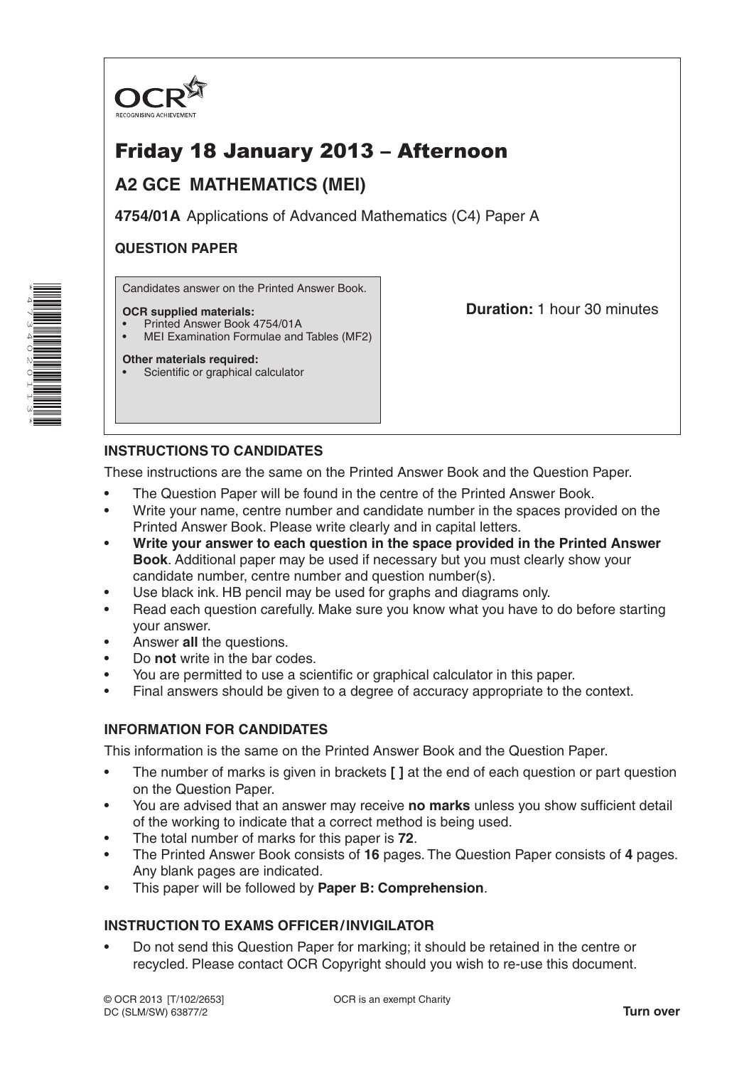OCR
RECOGNISING ACHIEVEMENT

# Friday 18 January 2013 – Afternoon

## A2 GCE MATHEMATICS (MEI)

**4754/01A** Applications of Advanced Mathematics (C4) Paper A

**QUESTION PAPER**

Candidates answer on the Printed Answer Book.

**OCR supplied materials:**
- Printed Answer Book 4754/01A
- MEI Examination Formulae and Tables (MF2)

**Other materials required:**
- Scientific or graphical calculator

**Duration:** 1 hour 30 minutes

### INSTRUCTIONS TO CANDIDATES

These instructions are the same on the Printed Answer Book and the Question Paper.

- The Question Paper will be found in the centre of the Printed Answer Book.
- Write your name, centre number and candidate number in the spaces provided on the Printed Answer Book. Please write clearly and in capital letters.
- **Write your answer to each question in the space provided in the Printed Answer Book**. Additional paper may be used if necessary but you must clearly show your candidate number, centre number and question number(s).
- Use black ink. HB pencil may be used for graphs and diagrams only.
- Read each question carefully. Make sure you know what you have to do before starting your answer.
- Answer **all** the questions.
- Do **not** write in the bar codes.
- You are permitted to use a scientific or graphical calculator in this paper.
- Final answers should be given to a degree of accuracy appropriate to the context.

### INFORMATION FOR CANDIDATES

This information is the same on the Printed Answer Book and the Question Paper.

- The number of marks is given in brackets **[ ]** at the end of each question or part question on the Question Paper.
- You are advised that an answer may receive **no marks** unless you show sufficient detail of the working to indicate that a correct method is being used.
- The total number of marks for this paper is **72**.
- The Printed Answer Book consists of **16** pages. The Question Paper consists of **4** pages. Any blank pages are indicated.
- This paper will be followed by **Paper B: Comprehension**.

### INSTRUCTION TO EXAMS OFFICER / INVIGILATOR

- Do not send this Question Paper for marking; it should be retained in the centre or recycled. Please contact OCR Copyright should you wish to re-use this document.

© OCR 2013 [T/102/2653]
DC (SLM/SW) 63877/2

OCR is an exempt Charity

**Turn over**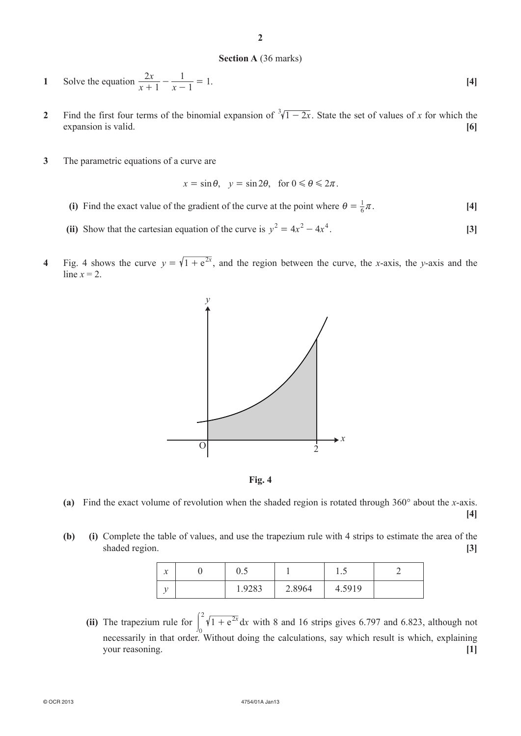## Section A (36 marks)

**1** Solve the equation $\frac{2x}{x+1} - \frac{1}{x-1} = 1$. **[4]**

**2** Find the first four terms of the binomial expansion of $\sqrt[3]{1-2x}$. State the set of values of $x$ for which the expansion is valid. **[6]**

**3** The parametric equations of a curve are

$$x = \sin\theta, \quad y = \sin 2\theta, \quad \text{for } 0 \leqslant \theta \leqslant 2\pi.$$

**(i)** Find the exact value of the gradient of the curve at the point where $\theta = \frac{1}{6}\pi$. **[4]**

**(ii)** Show that the cartesian equation of the curve is $y^2 = 4x^2 - 4x^4$. **[3]**

**4** Fig. 4 shows the curve $y = \sqrt{1 + e^{2x}}$, and the region between the curve, the $x$-axis, the $y$-axis and the line $x = 2$.

Fig. 4

**(a)** Find the exact volume of revolution when the shaded region is rotated through 360° about the $x$-axis. **[4]**

**(b)** **(i)** Complete the table of values, and use the trapezium rule with 4 strips to estimate the area of the shaded region. **[3]**

| $x$ | 0 | 0.5 | 1 | 1.5 | 2 |
|---|---|---|---|---|---|
| $y$ | | 1.9283 | 2.8964 | 4.5919 | |

**(ii)** The trapezium rule for $\int_0^2 \sqrt{1 + e^{2x}}\,dx$ with 8 and 16 strips gives 6.797 and 6.823, although not necessarily in that order. Without doing the calculations, say which result is which, explaining your reasoning. **[1]**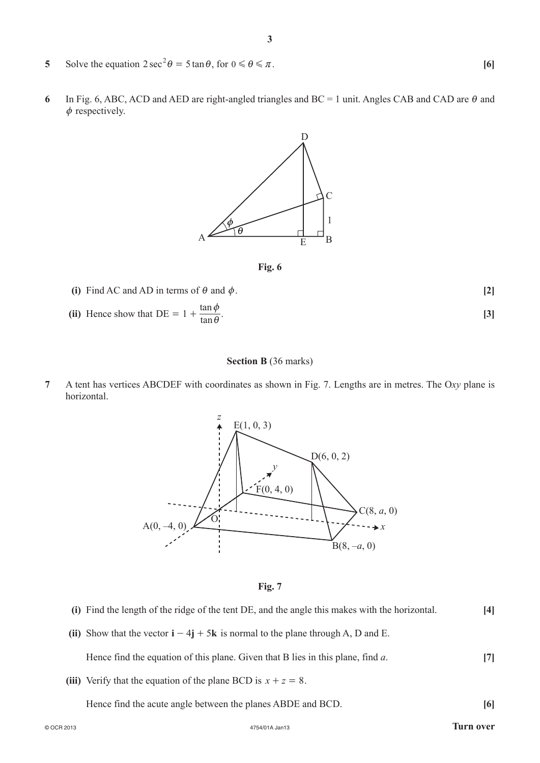**5** Solve the equation $2\sec^2\theta = 5\tan\theta$, for $0 \leqslant \theta \leqslant \pi$. **[6]**

**6** In Fig. 6, ABC, ACD and AED are right-angled triangles and BC = 1 unit. Angles CAB and CAD are $\theta$ and $\phi$ respectively.

**Fig. 6**

**(i)** Find AC and AD in terms of $\theta$ and $\phi$. **[2]**

**(ii)** Hence show that $\text{DE} = 1 + \dfrac{\tan\phi}{\tan\theta}$. **[3]**

**Section B** (36 marks)

**7** A tent has vertices ABCDEF with coordinates as shown in Fig. 7. Lengths are in metres. The O$xy$ plane is horizontal.

**Fig. 7**

**(i)** Find the length of the ridge of the tent DE, and the angle this makes with the horizontal. **[4]**

**(ii)** Show that the vector $\mathbf{i} - 4\mathbf{j} + 5\mathbf{k}$ is normal to the plane through A, D and E.

Hence find the equation of this plane. Given that B lies in this plane, find $a$. **[7]**

**(iii)** Verify that the equation of the plane BCD is $x + z = 8$.

Hence find the acute angle between the planes ABDE and BCD. **[6]**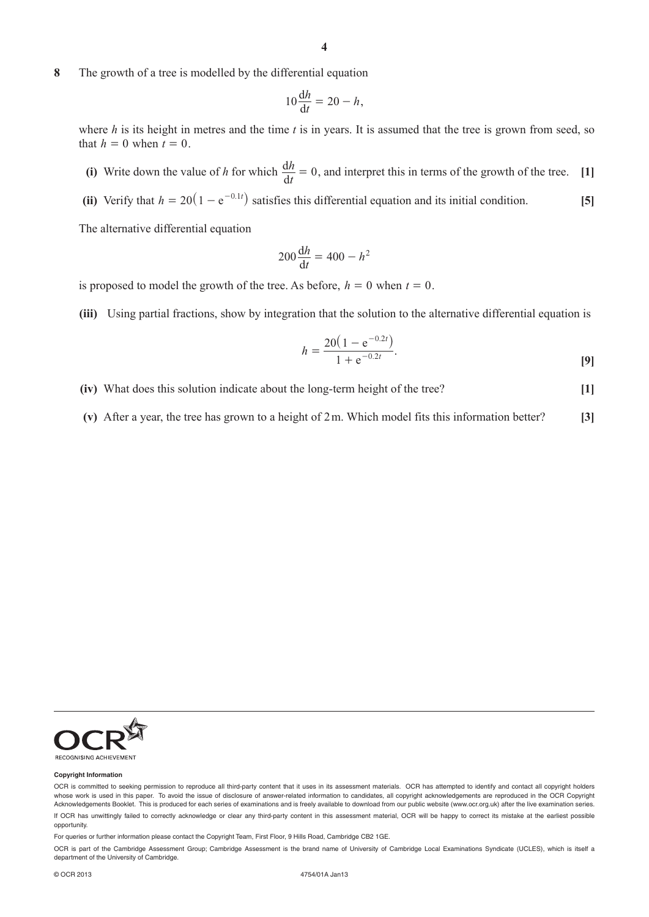**8** The growth of a tree is modelled by the differential equation

$$10\frac{dh}{dt} = 20 - h,$$

where $h$ is its height in metres and the time $t$ is in years. It is assumed that the tree is grown from seed, so that $h = 0$ when $t = 0$.

**(i)** Write down the value of $h$ for which $\frac{dh}{dt} = 0$, and interpret this in terms of the growth of the tree. **[1]**

**(ii)** Verify that $h = 20(1 - e^{-0.1t})$ satisfies this differential equation and its initial condition. **[5]**

The alternative differential equation

$$200\frac{dh}{dt} = 400 - h^2$$

is proposed to model the growth of the tree. As before, $h = 0$ when $t = 0$.

**(iii)** Using partial fractions, show by integration that the solution to the alternative differential equation is

$$h = \frac{20(1 - e^{-0.2t})}{1 + e^{-0.2t}}.$$

**[9]**

**(iv)** What does this solution indicate about the long-term height of the tree? **[1]**

**(v)** After a year, the tree has grown to a height of 2 m. Which model fits this information better? **[3]**

**Copyright Information**

OCR is committed to seeking permission to reproduce all third-party content that it uses in its assessment materials. OCR has attempted to identify and contact all copyright holders whose work is used in this paper. To avoid the issue of disclosure of answer-related information to candidates, all copyright acknowledgements are reproduced in the OCR Copyright Acknowledgements Booklet. This is produced for each series of examinations and is freely available to download from our public website (www.ocr.org.uk) after the live examination series.

If OCR has unwittingly failed to correctly acknowledge or clear any third-party content in this assessment material, OCR will be happy to correct its mistake at the earliest possible opportunity.

For queries or further information please contact the Copyright Team, First Floor, 9 Hills Road, Cambridge CB2 1GE.

OCR is part of the Cambridge Assessment Group; Cambridge Assessment is the brand name of University of Cambridge Local Examinations Syndicate (UCLES), which is itself a department of the University of Cambridge.

© OCR 2013 4754/01A Jan13